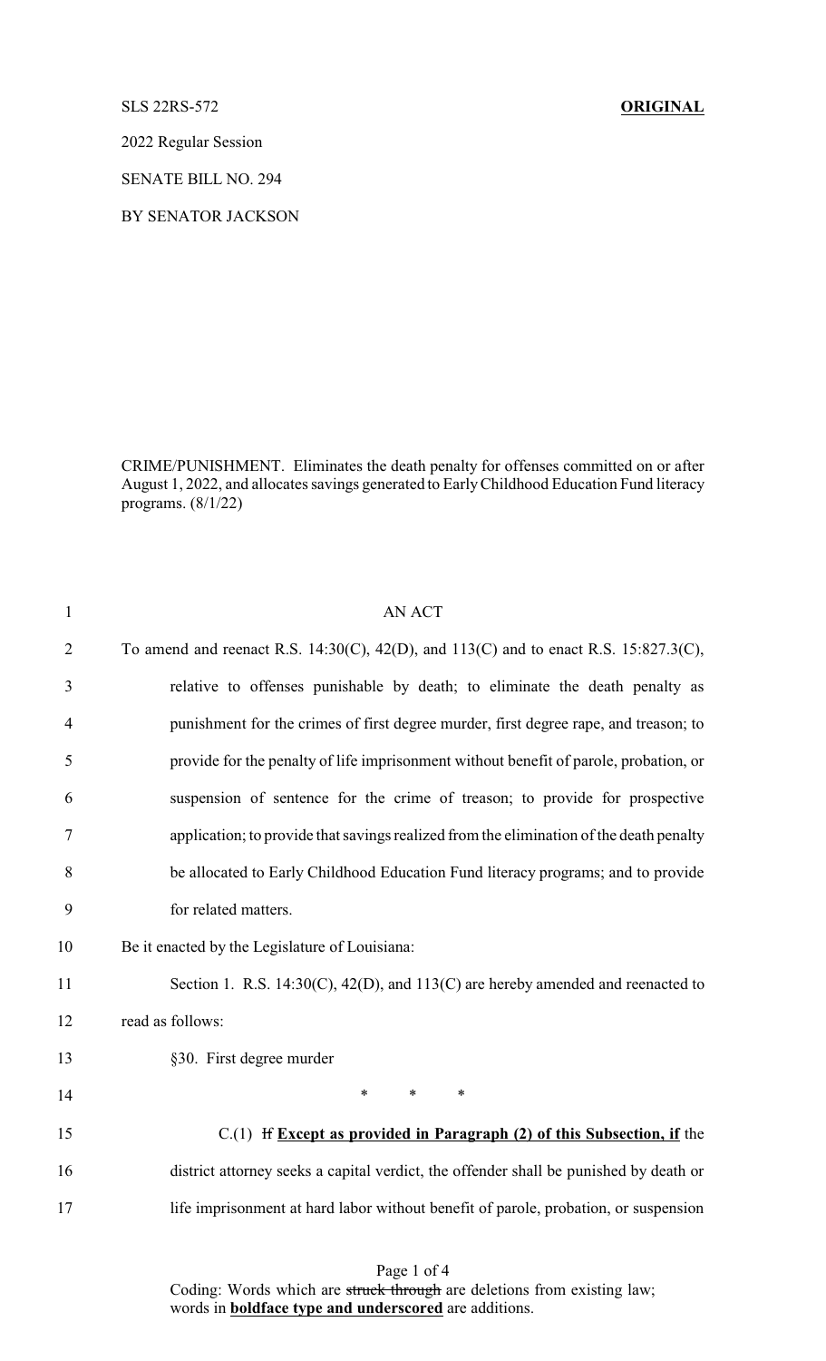SLS 22RS-572 **ORIGINAL**

2022 Regular Session

SENATE BILL NO. 294

BY SENATOR JACKSON

CRIME/PUNISHMENT. Eliminates the death penalty for offenses committed on or after August 1, 2022, and allocates savings generated to Early Childhood Education Fund literacy programs. (8/1/22)

AN ACT

To amend and reenact R.S. 14:30(C), 42(D), and 113(C) and to enact R.S. 15:827.3(C), relative to offenses punishable by death; to eliminate the death penalty as punishment for the crimes of first degree murder, first degree rape, and treason; to provide for the penalty of life imprisonment without benefit of parole, probation, or suspension of sentence for the crime of treason; to provide for prospective application; to provide that savings realized from the elimination of the death penalty be allocated to Early Childhood Education Fund literacy programs; and to provide for related matters.

Be it enacted by the Legislature of Louisiana:

Section 1. R.S. 14:30(C), 42(D), and 113(C) are hereby amended and reenacted to read as follows:

§30. First degree murder

\* \* \*

C.(1) ~~If~~ **Except as provided in Paragraph (2) of this Subsection, if** the district attorney seeks a capital verdict, the offender shall be punished by death or life imprisonment at hard labor without benefit of parole, probation, or suspension

Coding: Words which are ~~struck through~~ are deletions from existing law; words in **boldface type and underscored** are additions.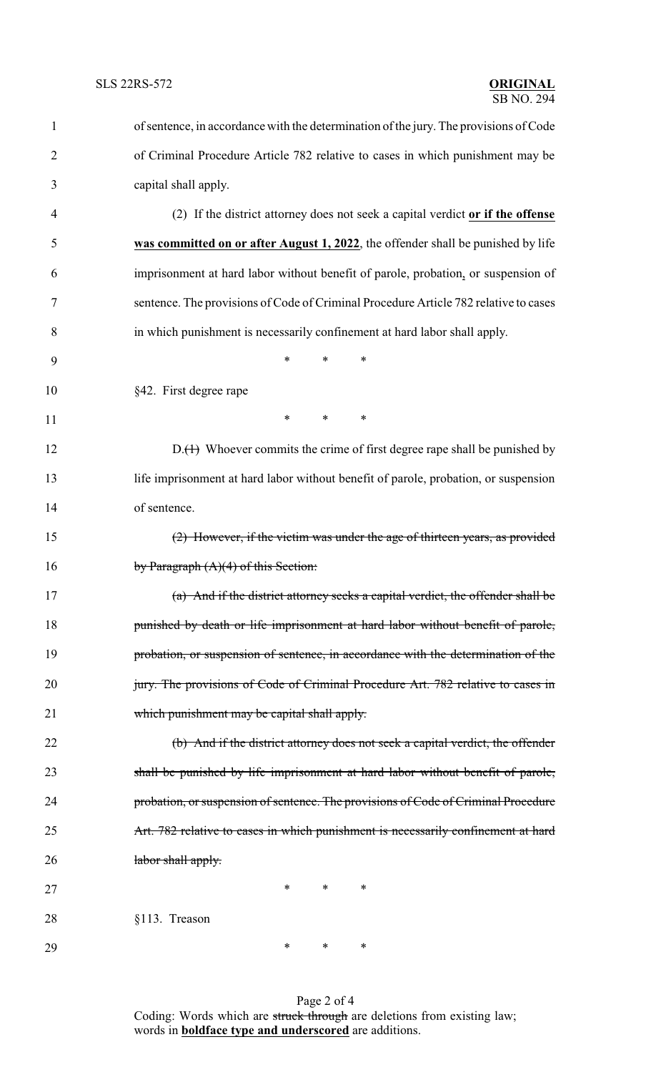of sentence, in accordance with the determination of the jury. The provisions of Code of Criminal Procedure Article 782 relative to cases in which punishment may be capital shall apply.

(2) If the district attorney does not seek a capital verdict **or if the offense was committed on or after August 1, 2022**, the offender shall be punished by life imprisonment at hard labor without benefit of parole, probation, or suspension of sentence. The provisions of Code of Criminal Procedure Article 782 relative to cases in which punishment is necessarily confinement at hard labor shall apply.

\* \* \*

§42. First degree rape

\* \* \*

D.~~(1)~~ Whoever commits the crime of first degree rape shall be punished by life imprisonment at hard labor without benefit of parole, probation, or suspension of sentence.

~~(2) However, if the victim was under the age of thirteen years, as provided by Paragraph (A)(4) of this Section:~~

~~(a) And if the district attorney seeks a capital verdict, the offender shall be punished by death or life imprisonment at hard labor without benefit of parole, probation, or suspension of sentence, in accordance with the determination of the jury. The provisions of Code of Criminal Procedure Art. 782 relative to cases in which punishment may be capital shall apply.~~

~~(b) And if the district attorney does not seek a capital verdict, the offender shall be punished by life imprisonment at hard labor without benefit of parole, probation, or suspension of sentence. The provisions of Code of Criminal Procedure Art. 782 relative to cases in which punishment is necessarily confinement at hard labor shall apply.~~

\* \* \*

§113. Treason

\* \* \*

Coding: Words which are ~~struck through~~ are deletions from existing law; words in **boldface type and underscored** are additions.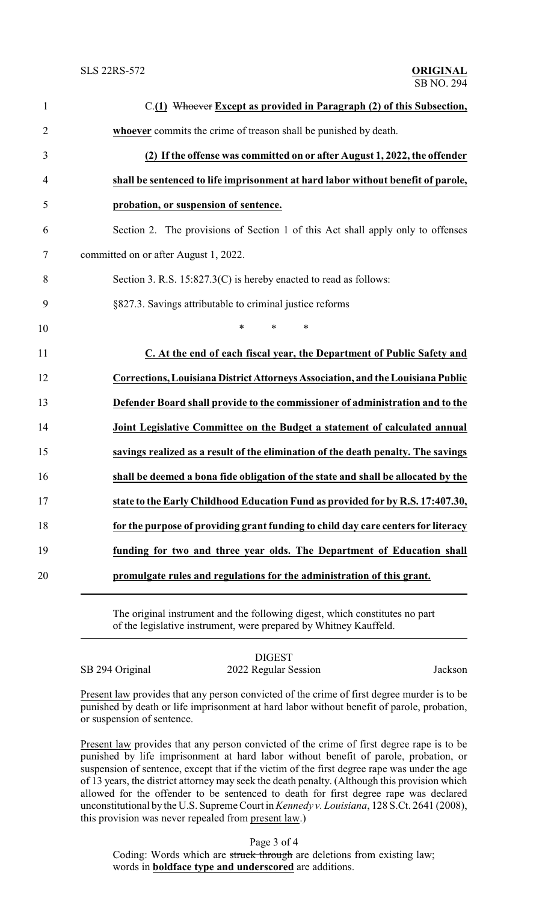C.**(1)** ~~Whoever~~ **Except as provided in Paragraph (2) of this Subsection, whoever** commits the crime of treason shall be punished by death.

**(2) If the offense was committed on or after August 1, 2022, the offender shall be sentenced to life imprisonment at hard labor without benefit of parole, probation, or suspension of sentence.**

Section 2. The provisions of Section 1 of this Act shall apply only to offenses committed on or after August 1, 2022.

Section 3. R.S. 15:827.3(C) is hereby enacted to read as follows:

§827.3. Savings attributable to criminal justice reforms

\* \* \*

**C. At the end of each fiscal year, the Department of Public Safety and Corrections, Louisiana District Attorneys Association, and the Louisiana Public Defender Board shall provide to the commissioner of administration and to the Joint Legislative Committee on the Budget a statement of calculated annual savings realized as a result of the elimination of the death penalty. The savings shall be deemed a bona fide obligation of the state and shall be allocated by the state to the Early Childhood Education Fund as provided for by R.S. 17:407.30, for the purpose of providing grant funding to child day care centers for literacy funding for two and three year olds. The Department of Education shall promulgate rules and regulations for the administration of this grant.**

---

The original instrument and the following digest, which constitutes no part of the legislative instrument, were prepared by Whitney Kauffeld.

---

DIGEST

SB 294 Original — 2022 Regular Session — Jackson

Present law provides that any person convicted of the crime of first degree murder is to be punished by death or life imprisonment at hard labor without benefit of parole, probation, or suspension of sentence.

Present law provides that any person convicted of the crime of first degree rape is to be punished by life imprisonment at hard labor without benefit of parole, probation, or suspension of sentence, except that if the victim of the first degree rape was under the age of 13 years, the district attorney may seek the death penalty. (Although this provision which allowed for the offender to be sentenced to death for first degree rape was declared unconstitutional by the U.S. Supreme Court in *Kennedy v. Louisiana*, 128 S.Ct. 2641 (2008), this provision was never repealed from present law.)

Coding: Words which are ~~struck through~~ are deletions from existing law; words in **boldface type and underscored** are additions.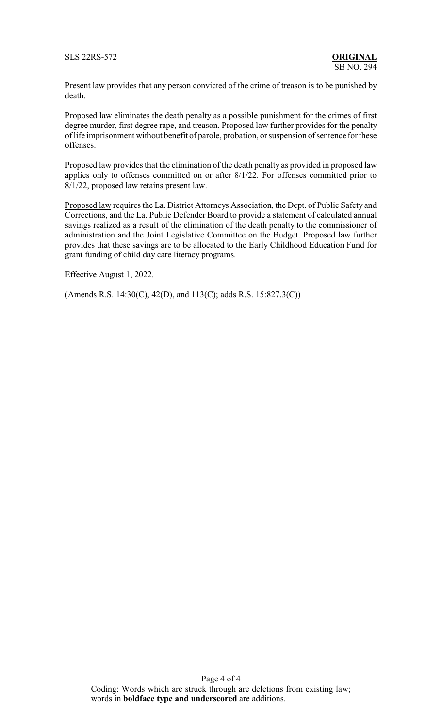Present law provides that any person convicted of the crime of treason is to be punished by death.

Proposed law eliminates the death penalty as a possible punishment for the crimes of first degree murder, first degree rape, and treason. Proposed law further provides for the penalty of life imprisonment without benefit of parole, probation, or suspension of sentence for these offenses.

Proposed law provides that the elimination of the death penalty as provided in proposed law applies only to offenses committed on or after 8/1/22. For offenses committed prior to 8/1/22, proposed law retains present law.

Proposed law requires the La. District Attorneys Association, the Dept. of Public Safety and Corrections, and the La. Public Defender Board to provide a statement of calculated annual savings realized as a result of the elimination of the death penalty to the commissioner of administration and the Joint Legislative Committee on the Budget. Proposed law further provides that these savings are to be allocated to the Early Childhood Education Fund for grant funding of child day care literacy programs.

Effective August 1, 2022.

(Amends R.S. 14:30(C), 42(D), and 113(C); adds R.S. 15:827.3(C))